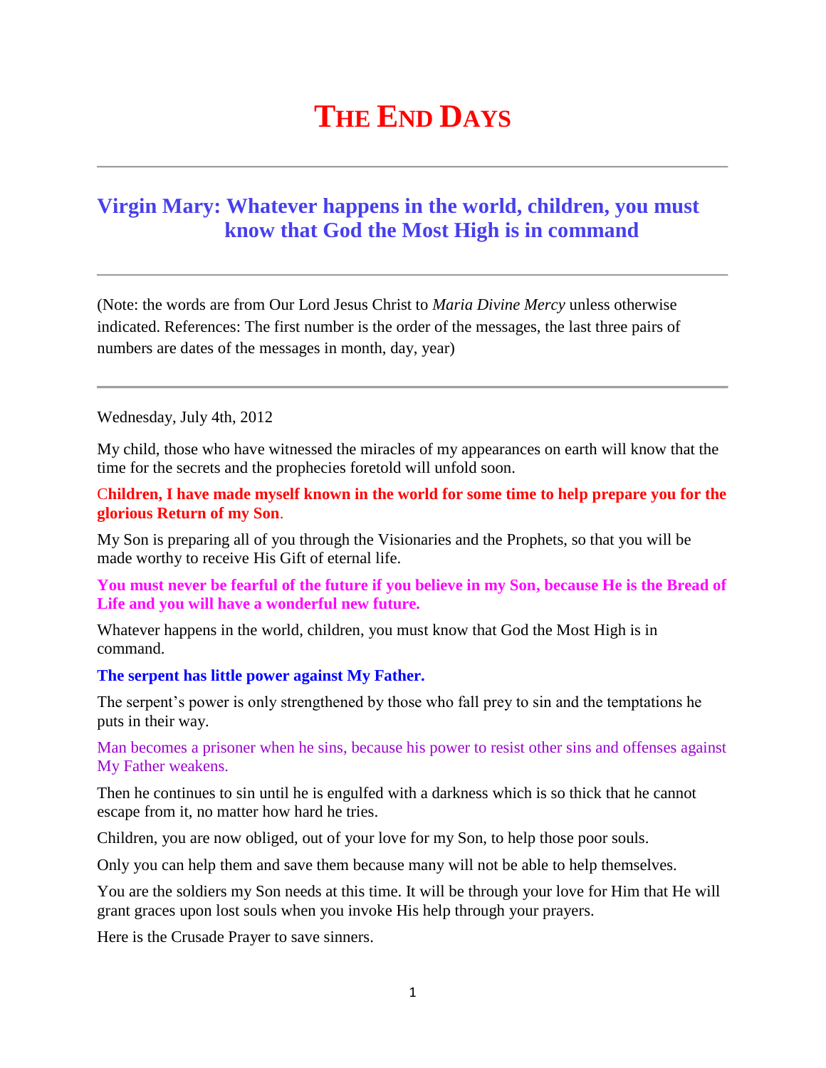# THE END DAYS

---

## Virgin Mary: Whatever happens in the world, children, you must know that God the Most High is in command

---

(Note: the words are from Our Lord Jesus Christ to *Maria Divine Mercy* unless otherwise indicated. References: The first number is the order of the messages, the last three pairs of numbers are dates of the messages in month, day, year)

---

Wednesday, July 4th, 2012

My child, those who have witnessed the miracles of my appearances on earth will know that the time for the secrets and the prophecies foretold will unfold soon.

**Children, I have made myself known in the world for some time to help prepare you for the glorious Return of my Son.**

My Son is preparing all of you through the Visionaries and the Prophets, so that you will be made worthy to receive His Gift of eternal life.

**You must never be fearful of the future if you believe in my Son, because He is the Bread of Life and you will have a wonderful new future.**

Whatever happens in the world, children, you must know that God the Most High is in command.

**The serpent has little power against My Father.**

The serpent's power is only strengthened by those who fall prey to sin and the temptations he puts in their way.

Man becomes a prisoner when he sins, because his power to resist other sins and offenses against My Father weakens.

Then he continues to sin until he is engulfed with a darkness which is so thick that he cannot escape from it, no matter how hard he tries.

Children, you are now obliged, out of your love for my Son, to help those poor souls.

Only you can help them and save them because many will not be able to help themselves.

You are the soldiers my Son needs at this time. It will be through your love for Him that He will grant graces upon lost souls when you invoke His help through your prayers.

Here is the Crusade Prayer to save sinners.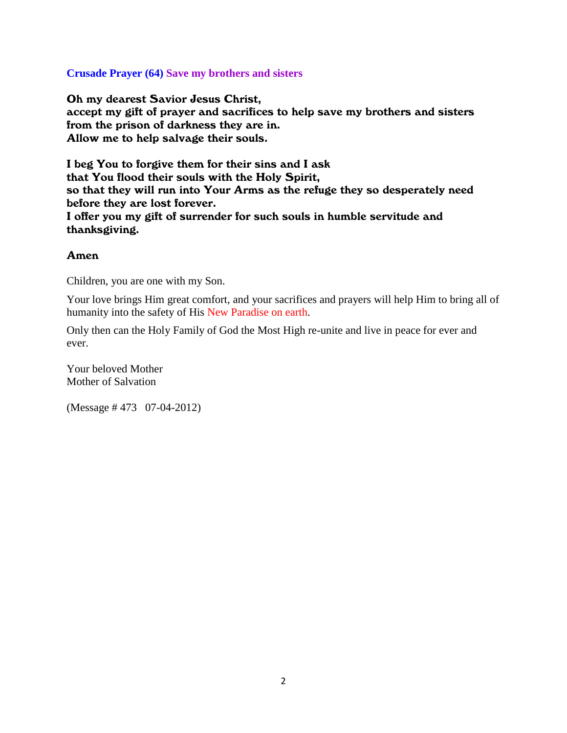**Crusade Prayer (64) Save my brothers and sisters**

**Oh my dearest Savior Jesus Christ,**
**accept my gift of prayer and sacrifices to help save my brothers and sisters from the prison of darkness they are in.**
**Allow me to help salvage their souls.**

**I beg You to forgive them for their sins and I ask that You flood their souls with the Holy Spirit,**
**so that they will run into Your Arms as the refuge they so desperately need before they are lost forever.**
**I offer you my gift of surrender for such souls in humble servitude and thanksgiving.**

**Amen**

Children, you are one with my Son.

Your love brings Him great comfort, and your sacrifices and prayers will help Him to bring all of humanity into the safety of His New Paradise on earth.

Only then can the Holy Family of God the Most High re-unite and live in peace for ever and ever.

Your beloved Mother
Mother of Salvation

(Message # 473 07-04-2012)